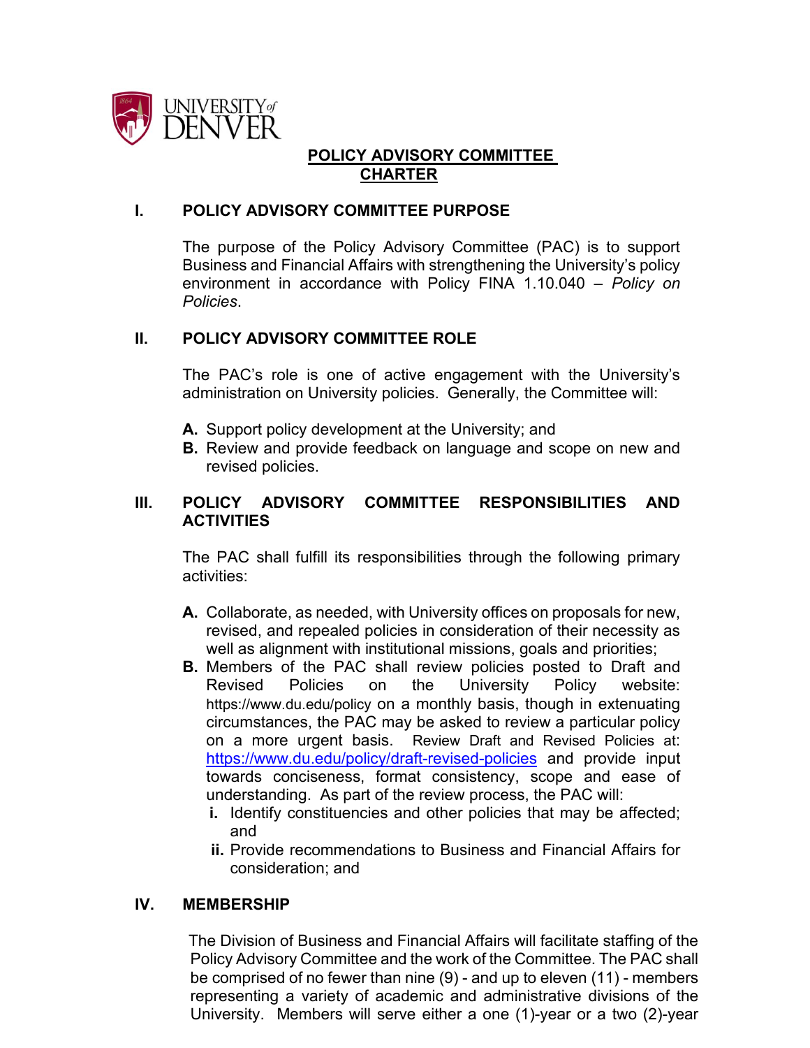UNIVERSITY of DENVER

# POLICY ADVISORY COMMITTEE CHARTER

## I. POLICY ADVISORY COMMITTEE PURPOSE

The purpose of the Policy Advisory Committee (PAC) is to support Business and Financial Affairs with strengthening the University's policy environment in accordance with Policy FINA 1.10.040 – *Policy on Policies*.

## II. POLICY ADVISORY COMMITTEE ROLE

The PAC's role is one of active engagement with the University's administration on University policies. Generally, the Committee will:

**A.** Support policy development at the University; and
**B.** Review and provide feedback on language and scope on new and revised policies.

## III. POLICY ADVISORY COMMITTEE RESPONSIBILITIES AND ACTIVITIES

The PAC shall fulfill its responsibilities through the following primary activities:

**A.** Collaborate, as needed, with University offices on proposals for new, revised, and repealed policies in consideration of their necessity as well as alignment with institutional missions, goals and priorities;
**B.** Members of the PAC shall review policies posted to Draft and Revised Policies on the University Policy website: https://www.du.edu/policy on a monthly basis, though in extenuating circumstances, the PAC may be asked to review a particular policy on a more urgent basis. Review Draft and Revised Policies at: [https://www.du.edu/policy/draft-revised-policies](https://www.du.edu/policy/draft-revised-policies) and provide input towards conciseness, format consistency, scope and ease of understanding. As part of the review process, the PAC will:
   **i.** Identify constituencies and other policies that may be affected; and
   **ii.** Provide recommendations to Business and Financial Affairs for consideration; and

## IV. MEMBERSHIP

The Division of Business and Financial Affairs will facilitate staffing of the Policy Advisory Committee and the work of the Committee. The PAC shall be comprised of no fewer than nine (9) - and up to eleven (11) - members representing a variety of academic and administrative divisions of the University. Members will serve either a one (1)-year or a two (2)-year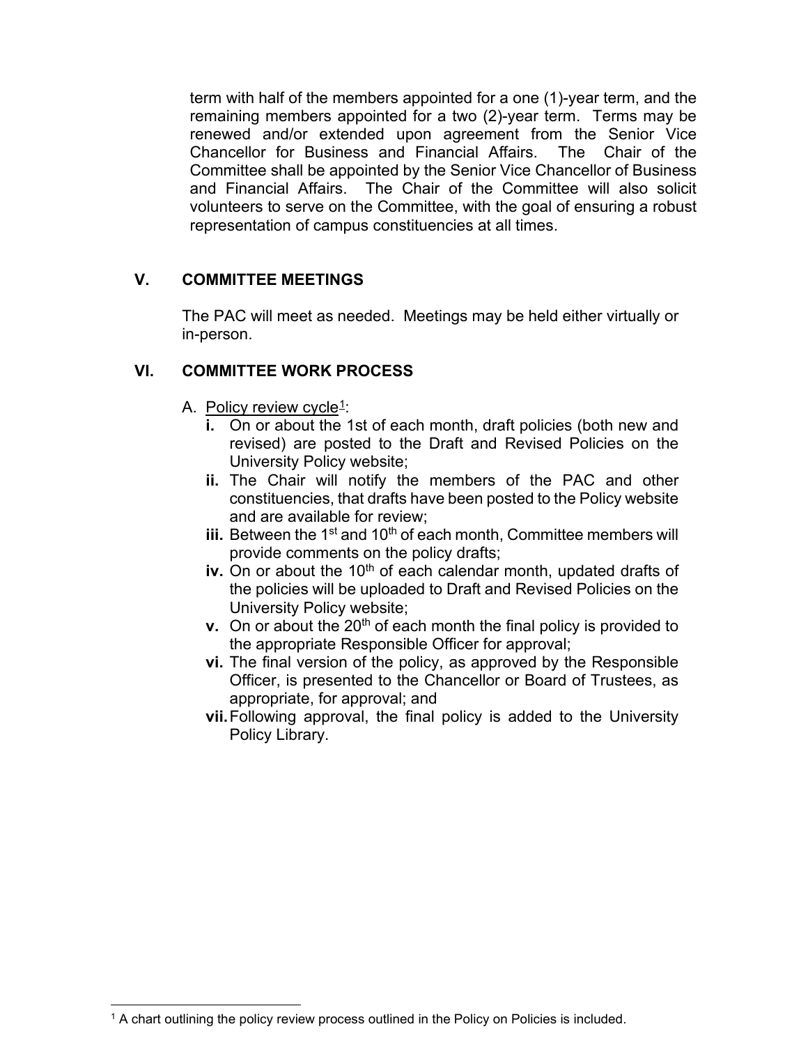term with half of the members appointed for a one (1)-year term, and the remaining members appointed for a two (2)-year term. Terms may be renewed and/or extended upon agreement from the Senior Vice Chancellor for Business and Financial Affairs. The Chair of the Committee shall be appointed by the Senior Vice Chancellor of Business and Financial Affairs. The Chair of the Committee will also solicit volunteers to serve on the Committee, with the goal of ensuring a robust representation of campus constituencies at all times.

## V. COMMITTEE MEETINGS

The PAC will meet as needed. Meetings may be held either virtually or in-person.

## VI. COMMITTEE WORK PROCESS

A. Policy review cycle[1]:

- **i.** On or about the 1st of each month, draft policies (both new and revised) are posted to the Draft and Revised Policies on the University Policy website;
- **ii.** The Chair will notify the members of the PAC and other constituencies, that drafts have been posted to the Policy website and are available for review;
- **iii.** Between the 1st and 10th of each month, Committee members will provide comments on the policy drafts;
- **iv.** On or about the 10th of each calendar month, updated drafts of the policies will be uploaded to Draft and Revised Policies on the University Policy website;
- **v.** On or about the 20th of each month the final policy is provided to the appropriate Responsible Officer for approval;
- **vi.** The final version of the policy, as approved by the Responsible Officer, is presented to the Chancellor or Board of Trustees, as appropriate, for approval; and
- **vii.** Following approval, the final policy is added to the University Policy Library.

[1] A chart outlining the policy review process outlined in the Policy on Policies is included.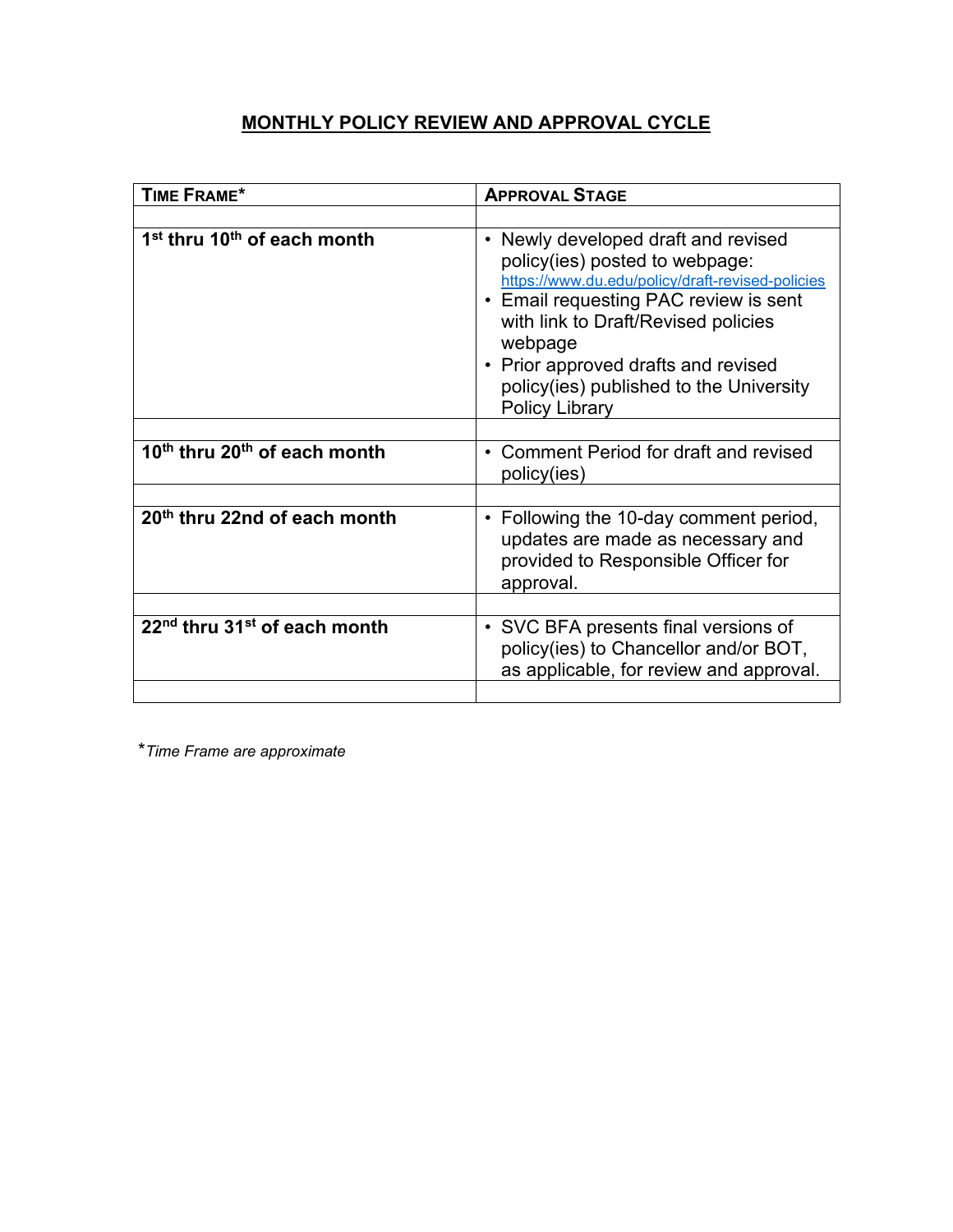# MONTHLY POLICY REVIEW AND APPROVAL CYCLE

| TIME FRAME* | APPROVAL STAGE |
|---|---|
| | |
| **1st thru 10th of each month** | • Newly developed draft and revised policy(ies) posted to webpage: https://www.du.edu/policy/draft-revised-policies<br>• Email requesting PAC review is sent with link to Draft/Revised policies webpage<br>• Prior approved drafts and revised policy(ies) published to the University Policy Library |
| | |
| **10th thru 20th of each month** | • Comment Period for draft and revised policy(ies) |
| | |
| **20th thru 22nd of each month** | • Following the 10-day comment period, updates are made as necessary and provided to Responsible Officer for approval. |
| | |
| **22nd thru 31st of each month** | • SVC BFA presents final versions of policy(ies) to Chancellor and/or BOT, as applicable, for review and approval. |
| | |

**Time Frame are approximate*